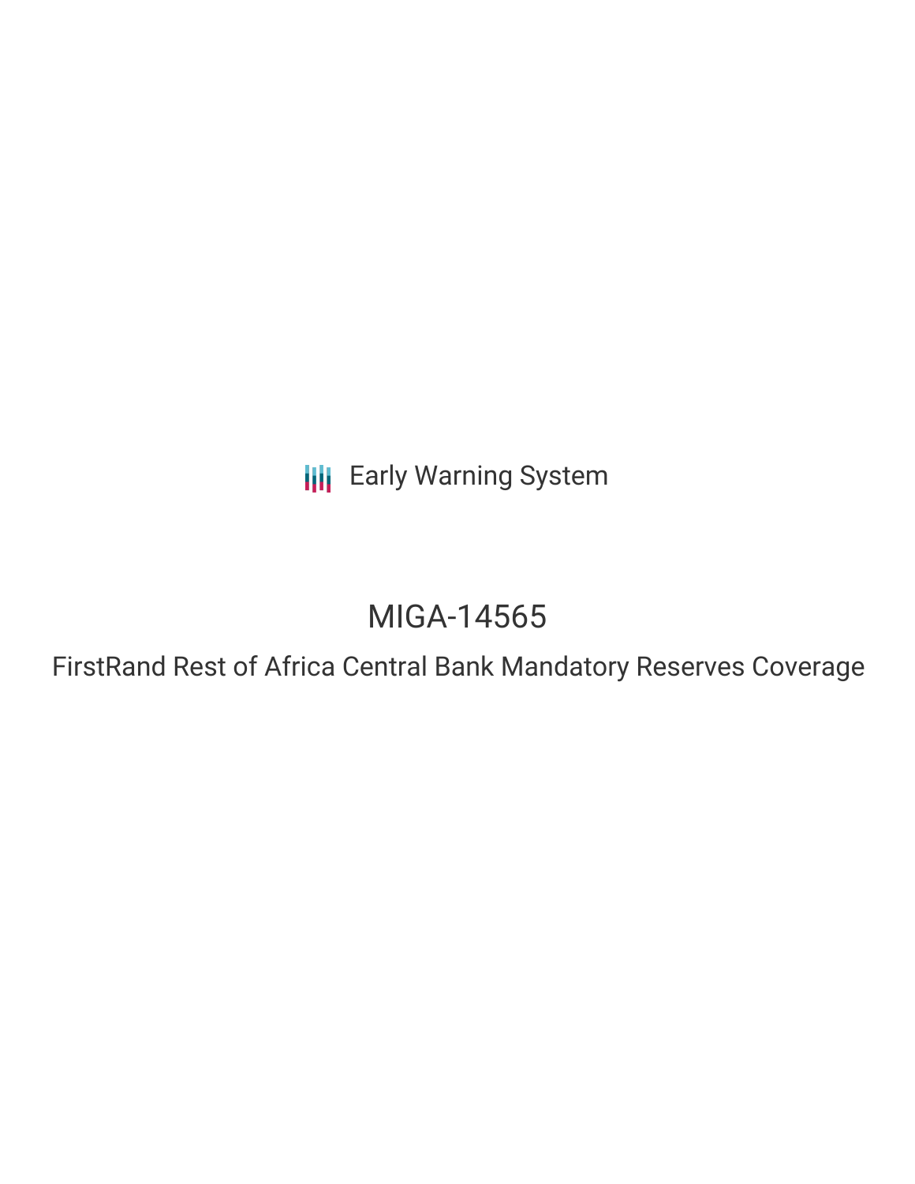Early Warning System

# MIGA-14565

## FirstRand Rest of Africa Central Bank Mandatory Reserves Coverage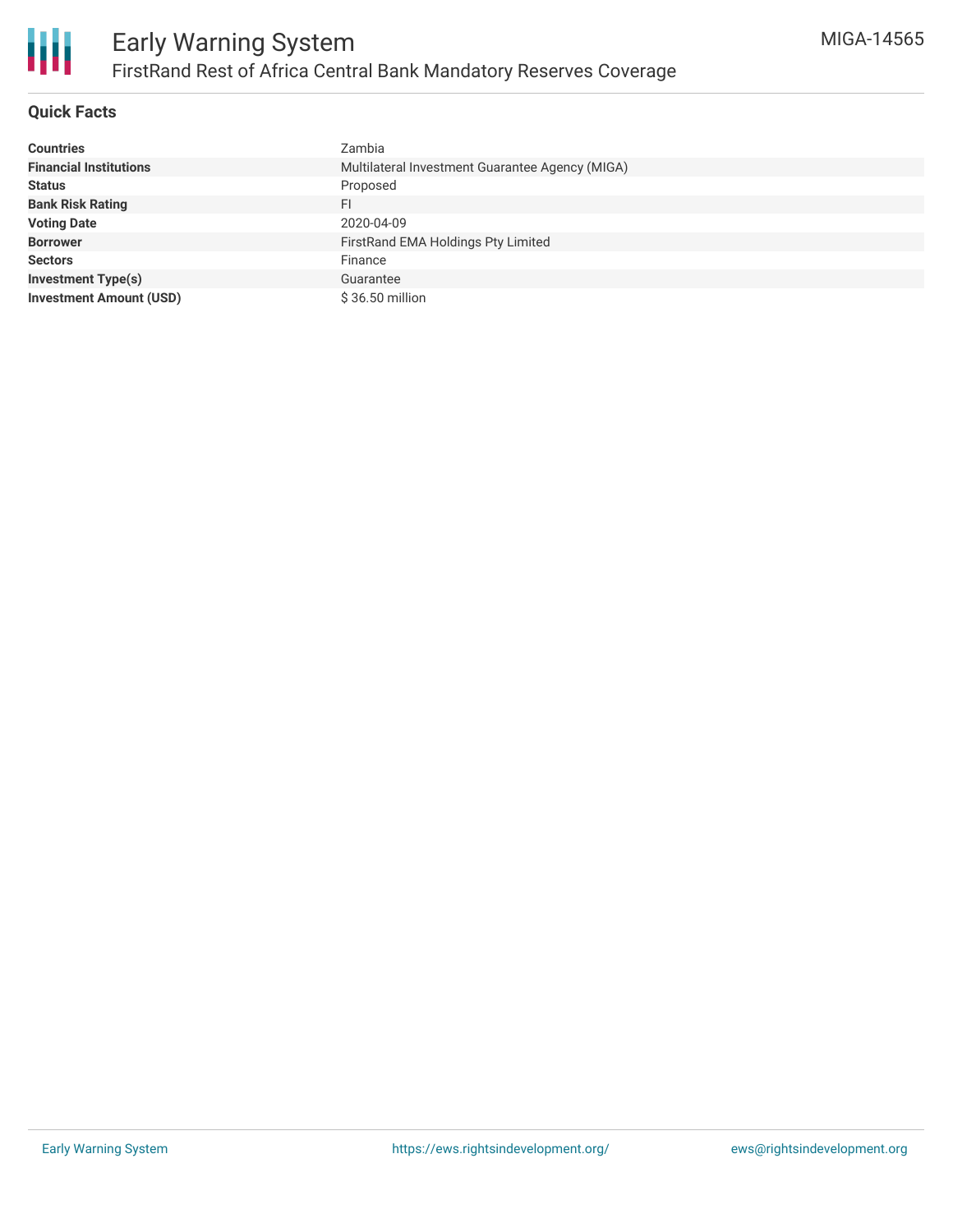# Early Warning System

## FirstRand Rest of Africa Central Bank Mandatory Reserves Coverage

MIGA-14565

### Quick Facts

| | |
|---|---|
| **Countries** | Zambia |
| **Financial Institutions** | Multilateral Investment Guarantee Agency (MIGA) |
| **Status** | Proposed |
| **Bank Risk Rating** | FI |
| **Voting Date** | 2020-04-09 |
| **Borrower** | FirstRand EMA Holdings Pty Limited |
| **Sectors** | Finance |
| **Investment Type(s)** | Guarantee |
| **Investment Amount (USD)** | $ 36.50 million |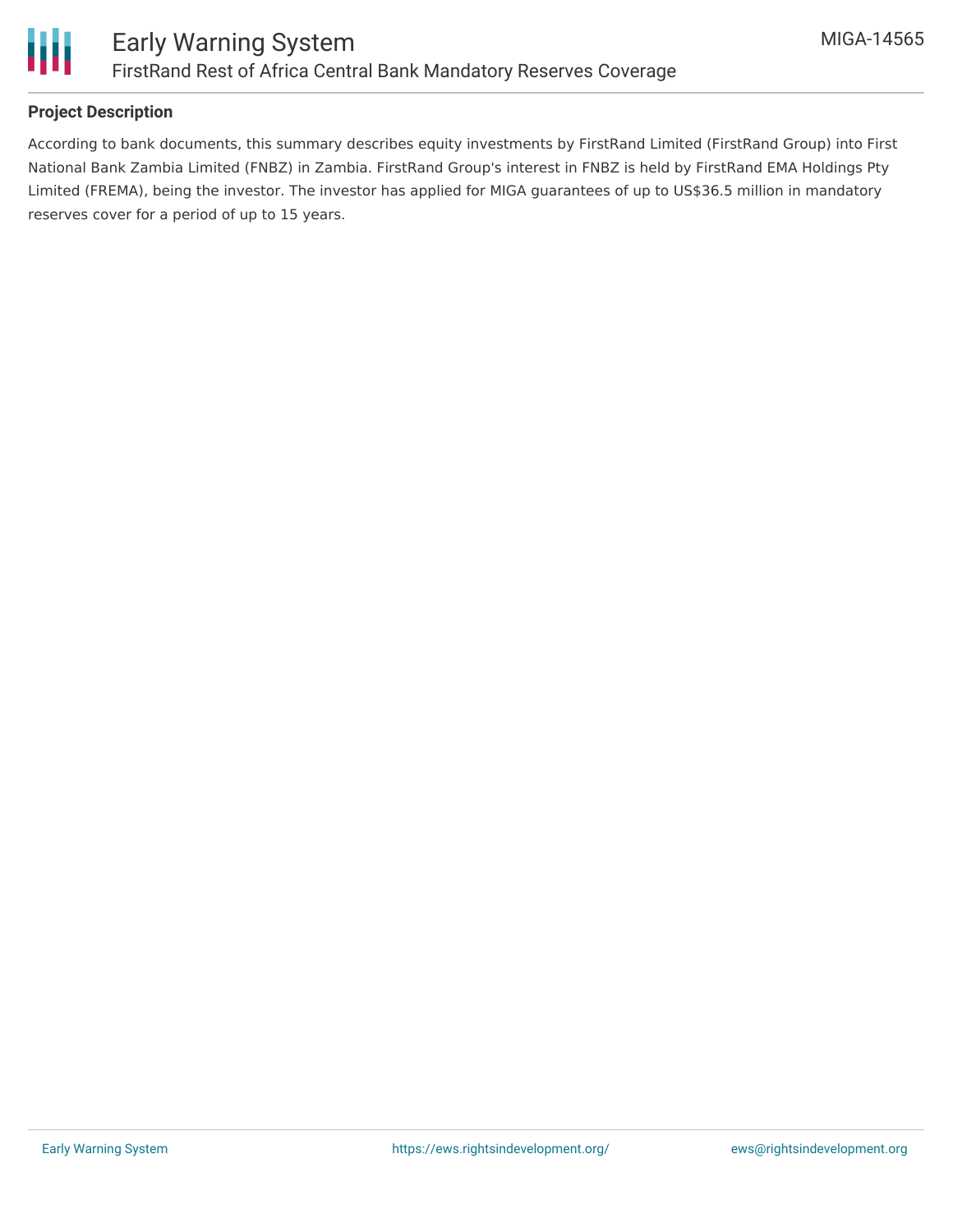## Project Description

According to bank documents, this summary describes equity investments by FirstRand Limited (FirstRand Group) into First National Bank Zambia Limited (FNBZ) in Zambia. FirstRand Group's interest in FNBZ is held by FirstRand EMA Holdings Pty Limited (FREMA), being the investor. The investor has applied for MIGA guarantees of up to US$36.5 million in mandatory reserves cover for a period of up to 15 years.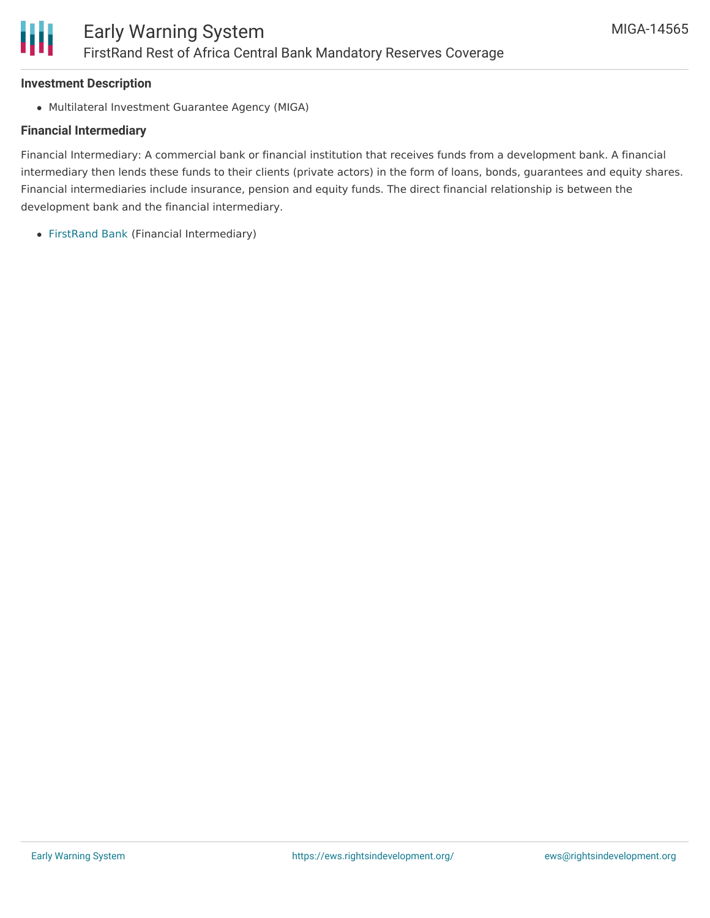### Investment Description

- Multilateral Investment Guarantee Agency (MIGA)

### Financial Intermediary

Financial Intermediary: A commercial bank or financial institution that receives funds from a development bank. A financial intermediary then lends these funds to their clients (private actors) in the form of loans, bonds, guarantees and equity shares. Financial intermediaries include insurance, pension and equity funds. The direct financial relationship is between the development bank and the financial intermediary.

- FirstRand Bank (Financial Intermediary)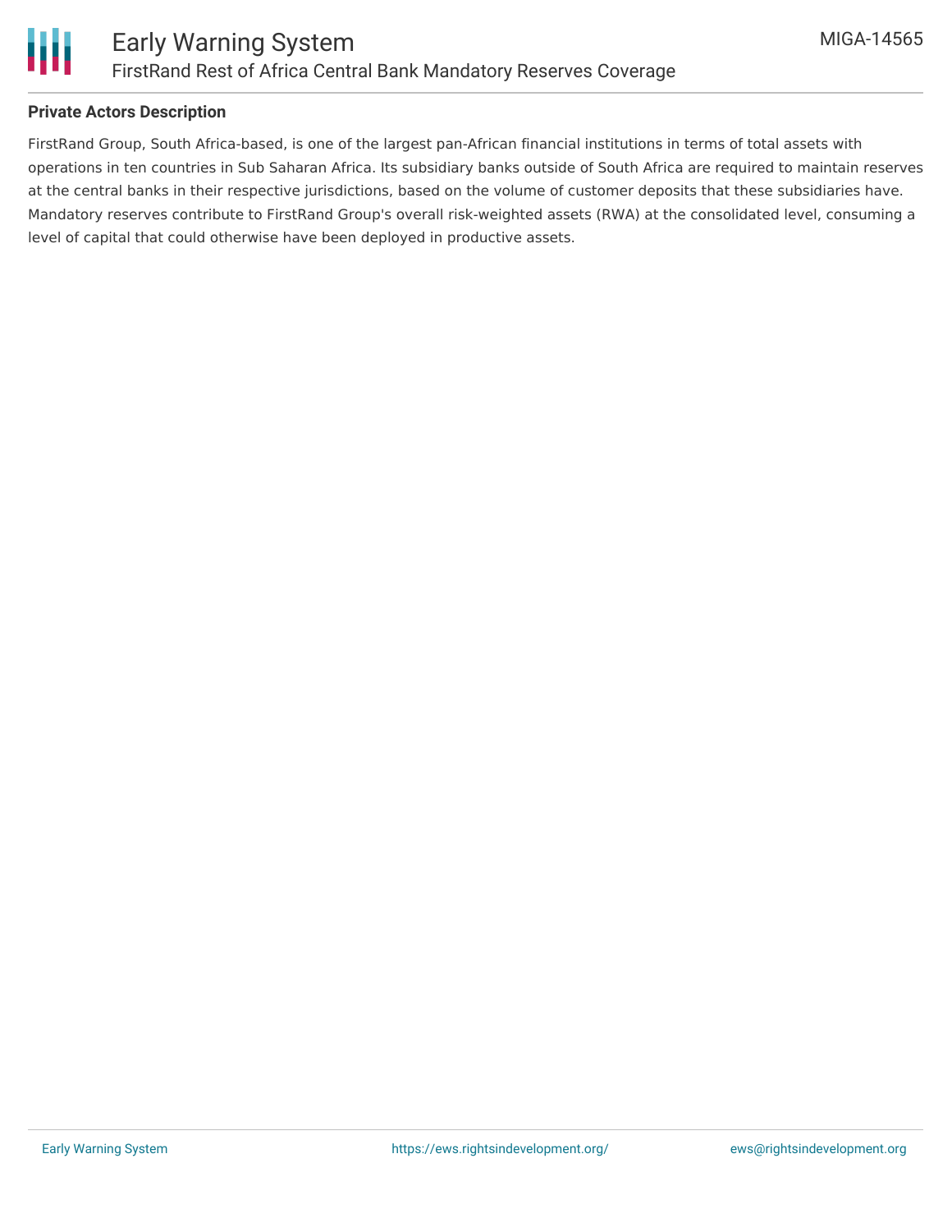**Private Actors Description**

FirstRand Group, South Africa-based, is one of the largest pan-African financial institutions in terms of total assets with operations in ten countries in Sub Saharan Africa. Its subsidiary banks outside of South Africa are required to maintain reserves at the central banks in their respective jurisdictions, based on the volume of customer deposits that these subsidiaries have. Mandatory reserves contribute to FirstRand Group's overall risk-weighted assets (RWA) at the consolidated level, consuming a level of capital that could otherwise have been deployed in productive assets.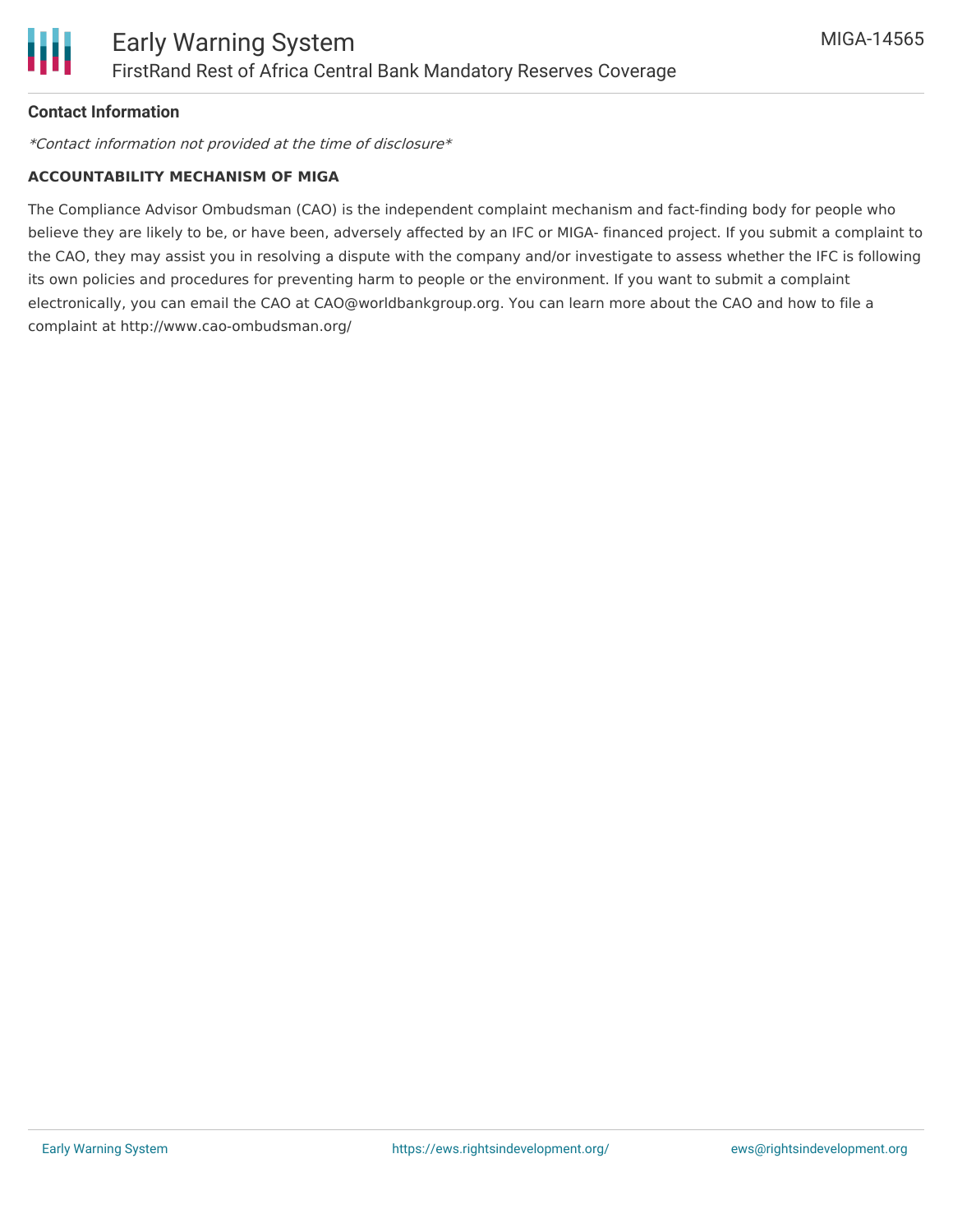**Contact Information**

*Contact information not provided at the time of disclosure*

**ACCOUNTABILITY MECHANISM OF MIGA**

The Compliance Advisor Ombudsman (CAO) is the independent complaint mechanism and fact-finding body for people who believe they are likely to be, or have been, adversely affected by an IFC or MIGA- financed project. If you submit a complaint to the CAO, they may assist you in resolving a dispute with the company and/or investigate to assess whether the IFC is following its own policies and procedures for preventing harm to people or the environment. If you want to submit a complaint electronically, you can email the CAO at CAO@worldbankgroup.org. You can learn more about the CAO and how to file a complaint at http://www.cao-ombudsman.org/